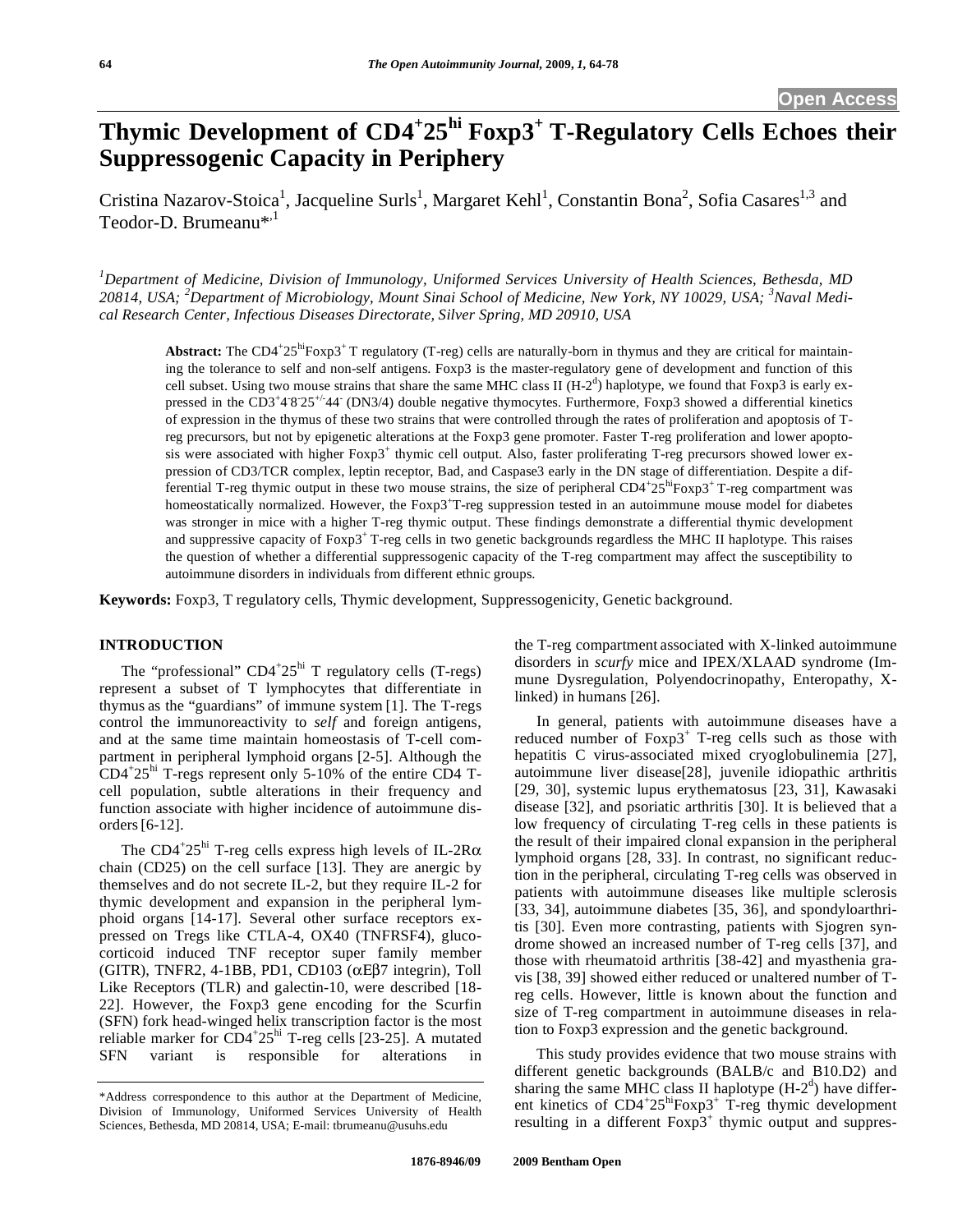Open Access

# Thymic Development of $CD4^{+}25^{hi}$ $Foxp3^{+}$ T-Regulatory Cells Echoes their Suppressogenic Capacity in Periphery

Cristina Nazarov-Stoica[1], Jacqueline Surls[1], Margaret Kehl[1], Constantin Bona[2], Sofia Casares[1,3] and Teodor-D. Brumeanu*,[1]

*[1]Department of Medicine, Division of Immunology, Uniformed Services University of Health Sciences, Bethesda, MD 20814, USA; [2]Department of Microbiology, Mount Sinai School of Medicine, New York, NY 10029, USA; [3]Naval Medical Research Center, Infectious Diseases Directorate, Silver Spring, MD 20910, USA*

**Abstract:** The $CD4^{+}25^{hi}Foxp3^{+}$ T regulatory (T-reg) cells are naturally-born in thymus and they are critical for maintaining the tolerance to self and non-self antigens. Foxp3 is the master-regulatory gene of development and function of this cell subset. Using two mouse strains that share the same MHC class II (H-$2^{d}$) haplotype, we found that Foxp3 is early expressed in the $CD3^{+}4^{-}8^{-}25^{+/-}44^{-}$ (DN3/4) double negative thymocytes. Furthermore, Foxp3 showed a differential kinetics of expression in the thymus of these two strains that were controlled through the rates of proliferation and apoptosis of T-reg precursors, but not by epigenetic alterations at the Foxp3 gene promoter. Faster T-reg proliferation and lower apoptosis were associated with higher $Foxp3^{+}$ thymic cell output. Also, faster proliferating T-reg precursors showed lower expression of CD3/TCR complex, leptin receptor, Bad, and Caspase3 early in the DN stage of differentiation. Despite a differential T-reg thymic output in these two mouse strains, the size of peripheral $CD4^{+}25^{hi}Foxp3^{+}$ T-reg compartment was homeostatically normalized. However, the $Foxp3^{+}$T-reg suppression tested in an autoimmune mouse model for diabetes was stronger in mice with a higher T-reg thymic output. These findings demonstrate a differential thymic development and suppressive capacity of $Foxp3^{+}$ T-reg cells in two genetic backgrounds regardless the MHC II haplotype. This raises the question of whether a differential suppressogenic capacity of the T-reg compartment may affect the susceptibility to autoimmune disorders in individuals from different ethnic groups.

**Keywords:** Foxp3, T regulatory cells, Thymic development, Suppressogenicity, Genetic background.

## INTRODUCTION

The "professional" $CD4^{+}25^{hi}$ T regulatory cells (T-regs) represent a subset of T lymphocytes that differentiate in thymus as the "guardians" of immune system [1]. The T-regs control the immunoreactivity to *self* and foreign antigens, and at the same time maintain homeostasis of T-cell compartment in peripheral lymphoid organs [2-5]. Although the $CD4^{+}25^{hi}$ T-regs represent only 5-10% of the entire CD4 T-cell population, subtle alterations in their frequency and function associate with higher incidence of autoimmune disorders [6-12].

The $CD4^{+}25^{hi}$ T-reg cells express high levels of IL-2Rα chain (CD25) on the cell surface [13]. They are anergic by themselves and do not secrete IL-2, but they require IL-2 for thymic development and expansion in the peripheral lymphoid organs [14-17]. Several other surface receptors expressed on Tregs like CTLA-4, OX40 (TNFRSF4), glucocorticoid induced TNF receptor super family member (GITR), TNFR2, 4-1BB, PD1, CD103 (αEβ7 integrin), Toll Like Receptors (TLR) and galectin-10, were described [18-22]. However, the Foxp3 gene encoding for the Scurfin (SFN) fork head-winged helix transcription factor is the most reliable marker for $CD4^{+}25^{hi}$ T-reg cells [23-25]. A mutated SFN variant is responsible for alterations in the T-reg compartment associated with X-linked autoimmune disorders in *scurfy* mice and IPEX/XLAAD syndrome (Immune Dysregulation, Polyendocrinopathy, Enteropathy, X-linked) in humans [26].

In general, patients with autoimmune diseases have a reduced number of $Foxp3^{+}$ T-reg cells such as those with hepatitis C virus-associated mixed cryoglobulinemia [27], autoimmune liver disease[28], juvenile idiopathic arthritis [29, 30], systemic lupus erythematosus [23, 31], Kawasaki disease [32], and psoriatic arthritis [30]. It is believed that a low frequency of circulating T-reg cells in these patients is the result of their impaired clonal expansion in the peripheral lymphoid organs [28, 33]. In contrast, no significant reduction in the peripheral, circulating T-reg cells was observed in patients with autoimmune diseases like multiple sclerosis [33, 34], autoimmune diabetes [35, 36], and spondyloarthritis [30]. Even more contrasting, patients with Sjogren syndrome showed an increased number of T-reg cells [37], and those with rheumatoid arthritis [38-42] and myasthenia gravis [38, 39] showed either reduced or unaltered number of T-reg cells. However, little is known about the function and size of T-reg compartment in autoimmune diseases in relation to Foxp3 expression and the genetic background.

This study provides evidence that two mouse strains with different genetic backgrounds (BALB/c and B10.D2) and sharing the same MHC class II haplotype (H-$2^{d}$) have different kinetics of $CD4^{+}25^{hi}Foxp3^{+}$ T-reg thymic development resulting in a different $Foxp3^{+}$ thymic output and suppres-

*Address correspondence to this author at the Department of Medicine, Division of Immunology, Uniformed Services University of Health Sciences, Bethesda, MD 20814, USA; E-mail: tbrumeanu@usuhs.edu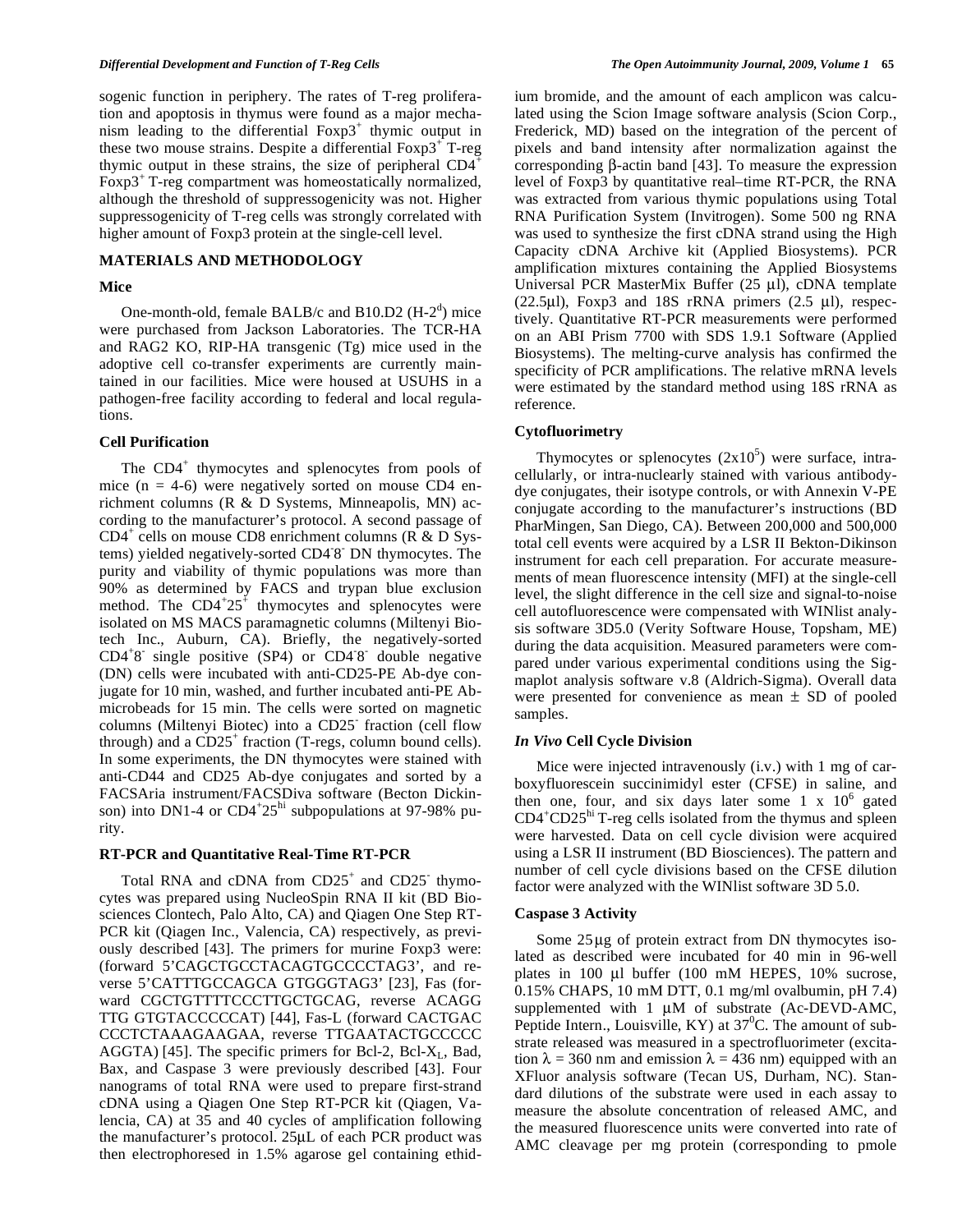sogenic function in periphery. The rates of T-reg proliferation and apoptosis in thymus were found as a major mechanism leading to the differential $Foxp3^+$ thymic output in these two mouse strains. Despite a differential $Foxp3^+$ T-reg thymic output in these strains, the size of peripheral $CD4^+$ $Foxp3^+$ T-reg compartment was homeostatically normalized, although the threshold of suppressogenicity was not. Higher suppressogenicity of T-reg cells was strongly correlated with higher amount of Foxp3 protein at the single-cell level.

## MATERIALS AND METHODOLOGY

### Mice

One-month-old, female BALB/c and B10.D2 ($H-2^d$) mice were purchased from Jackson Laboratories. The TCR-HA and RAG2 KO, RIP-HA transgenic (Tg) mice used in the adoptive cell co-transfer experiments are currently maintained in our facilities. Mice were housed at USUHS in a pathogen-free facility according to federal and local regulations.

### Cell Purification

The $CD4^+$ thymocytes and splenocytes from pools of mice (n = 4-6) were negatively sorted on mouse CD4 enrichment columns (R & D Systems, Minneapolis, MN) according to the manufacturer's protocol. A second passage of $CD4^+$ cells on mouse CD8 enrichment columns (R & D Systems) yielded negatively-sorted $CD4^-8^-$ DN thymocytes. The purity and viability of thymic populations was more than 90% as determined by FACS and trypan blue exclusion method. The $CD4^+25^+$ thymocytes and splenocytes were isolated on MS MACS paramagnetic columns (Miltenyi Biotech Inc., Auburn, CA). Briefly, the negatively-sorted $CD4^+8^-$ single positive (SP4) or $CD4^-8^-$ double negative (DN) cells were incubated with anti-CD25-PE Ab-dye conjugate for 10 min, washed, and further incubated anti-PE Ab-microbeads for 15 min. The cells were sorted on magnetic columns (Miltenyi Biotec) into a $CD25^-$ fraction (cell flow through) and a $CD25^+$ fraction (T-regs, column bound cells). In some experiments, the DN thymocytes were stained with anti-CD44 and CD25 Ab-dye conjugates and sorted by a FACSAria instrument/FACSDiva software (Becton Dickinson) into DN1-4 or $CD4^+25^{hi}$ subpopulations at 97-98% purity.

### RT-PCR and Quantitative Real-Time RT-PCR

Total RNA and cDNA from $CD25^+$ and $CD25^-$ thymocytes was prepared using NucleoSpin RNA II kit (BD Biosciences Clontech, Palo Alto, CA) and Qiagen One Step RT-PCR kit (Qiagen Inc., Valencia, CA) respectively, as previously described [43]. The primers for murine Foxp3 were: (forward 5'CAGCTGCCTACAGTGCCCCTAG3', and reverse 5'CATTTGCCAGCA GTGGGTAG3' [23], Fas (forward CGCTGTTTTCCCTTGCTGCAG, reverse ACAGG TTG GTGTACCCCCAT) [44], Fas-L (forward CACTGAC CCCTCTAAAGAAGAA, reverse TTGAATACTGCCCCC AGGTA) [45]. The specific primers for Bcl-2, Bcl-$X_L$, Bad, Bax, and Caspase 3 were previously described [43]. Four nanograms of total RNA were used to prepare first-strand cDNA using a Qiagen One Step RT-PCR kit (Qiagen, Valencia, CA) at 35 and 40 cycles of amplification following the manufacturer's protocol. 25µL of each PCR product was then electrophoresed in 1.5% agarose gel containing ethidium bromide, and the amount of each amplicon was calculated using the Scion Image software analysis (Scion Corp., Frederick, MD) based on the integration of the percent of pixels and band intensity after normalization against the corresponding β-actin band [43]. To measure the expression level of Foxp3 by quantitative real–time RT-PCR, the RNA was extracted from various thymic populations using Total RNA Purification System (Invitrogen). Some 500 ng RNA was used to synthesize the first cDNA strand using the High Capacity cDNA Archive kit (Applied Biosystems). PCR amplification mixtures containing the Applied Biosystems Universal PCR MasterMix Buffer (25 µl), cDNA template (22.5µl), Foxp3 and 18S rRNA primers (2.5 µl), respectively. Quantitative RT-PCR measurements were performed on an ABI Prism 7700 with SDS 1.9.1 Software (Applied Biosystems). The melting-curve analysis has confirmed the specificity of PCR amplifications. The relative mRNA levels were estimated by the standard method using 18S rRNA as reference.

### Cytofluorimetry

Thymocytes or splenocytes ($2x10^5$) were surface, intracellularly, or intra-nuclearly stained with various antibody-dye conjugates, their isotype controls, or with Annexin V-PE conjugate according to the manufacturer's instructions (BD PharMingen, San Diego, CA). Between 200,000 and 500,000 total cell events were acquired by a LSR II Bekton-Dikinson instrument for each cell preparation. For accurate measurements of mean fluorescence intensity (MFI) at the single-cell level, the slight difference in the cell size and signal-to-noise cell autofluorescence were compensated with WINlist analysis software 3D5.0 (Verity Software House, Topsham, ME) during the data acquisition. Measured parameters were compared under various experimental conditions using the Sigmaplot analysis software v.8 (Aldrich-Sigma). Overall data were presented for convenience as mean ± SD of pooled samples.

### *In Vivo* Cell Cycle Division

Mice were injected intravenously (i.v.) with 1 mg of carboxyfluorescein succinimidyl ester (CFSE) in saline, and then one, four, and six days later some 1 x $10^6$ gated $CD4^+CD25^{hi}$ T-reg cells isolated from the thymus and spleen were harvested. Data on cell cycle division were acquired using a LSR II instrument (BD Biosciences). The pattern and number of cell cycle divisions based on the CFSE dilution factor were analyzed with the WINlist software 3D 5.0.

### Caspase 3 Activity

Some 25µg of protein extract from DN thymocytes isolated as described were incubated for 40 min in 96-well plates in 100 µl buffer (100 mM HEPES, 10% sucrose, 0.15% CHAPS, 10 mM DTT, 0.1 mg/ml ovalbumin, pH 7.4) supplemented with 1 µM of substrate (Ac-DEVD-AMC, Peptide Intern., Louisville, KY) at $37^0$C. The amount of substrate released was measured in a spectrofluorimeter (excitation λ = 360 nm and emission λ = 436 nm) equipped with an XFluor analysis software (Tecan US, Durham, NC). Standard dilutions of the substrate were used in each assay to measure the absolute concentration of released AMC, and the measured fluorescence units were converted into rate of AMC cleavage per mg protein (corresponding to pmole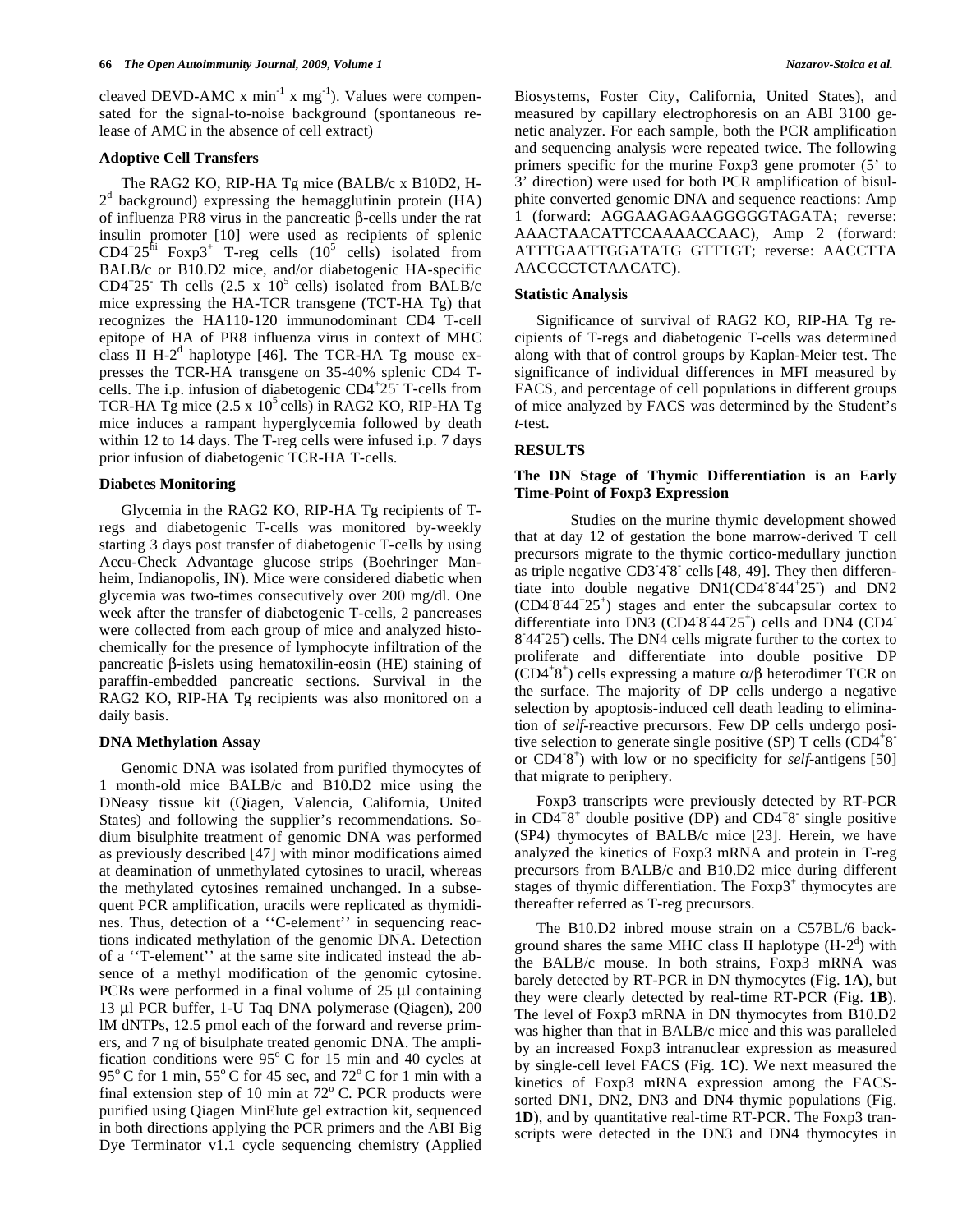cleaved DEVD-AMC x $min^{-1}$ x $mg^{-1}$). Values were compensated for the signal-to-noise background (spontaneous release of AMC in the absence of cell extract)

### Adoptive Cell Transfers

The RAG2 KO, RIP-HA Tg mice (BALB/c x B10D2, H-$2^d$ background) expressing the hemagglutinin protein (HA) of influenza PR8 virus in the pancreatic β-cells under the rat insulin promoter [10] were used as recipients of splenic $CD4^+25^{hi}$ $Foxp3^+$ T-reg cells ($10^5$ cells) isolated from BALB/c or B10.D2 mice, and/or diabetogenic HA-specific $CD4^+25^-$ Th cells (2.5 x $10^5$ cells) isolated from BALB/c mice expressing the HA-TCR transgene (TCT-HA Tg) that recognizes the HA110-120 immunodominant CD4 T-cell epitope of HA of PR8 influenza virus in context of MHC class II H-$2^d$ haplotype [46]. The TCR-HA Tg mouse expresses the TCR-HA transgene on 35-40% splenic CD4 T-cells. The i.p. infusion of diabetogenic $CD4^+25^-$ T-cells from TCR-HA Tg mice (2.5 x $10^5$ cells) in RAG2 KO, RIP-HA Tg mice induces a rampant hyperglycemia followed by death within 12 to 14 days. The T-reg cells were infused i.p. 7 days prior infusion of diabetogenic TCR-HA T-cells.

### Diabetes Monitoring

Glycemia in the RAG2 KO, RIP-HA Tg recipients of T-regs and diabetogenic T-cells was monitored by-weekly starting 3 days post transfer of diabetogenic T-cells by using Accu-Check Advantage glucose strips (Boehringer Manheim, Indianopolis, IN). Mice were considered diabetic when glycemia was two-times consecutively over 200 mg/dl. One week after the transfer of diabetogenic T-cells, 2 pancreases were collected from each group of mice and analyzed histochemically for the presence of lymphocyte infiltration of the pancreatic β-islets using hematoxilin-eosin (HE) staining of paraffin-embedded pancreatic sections. Survival in the RAG2 KO, RIP-HA Tg recipients was also monitored on a daily basis.

### DNA Methylation Assay

Genomic DNA was isolated from purified thymocytes of 1 month-old mice BALB/c and B10.D2 mice using the DNeasy tissue kit (Qiagen, Valencia, California, United States) and following the supplier's recommendations. Sodium bisulphite treatment of genomic DNA was performed as previously described [47] with minor modifications aimed at deamination of unmethylated cytosines to uracil, whereas the methylated cytosines remained unchanged. In a subsequent PCR amplification, uracils were replicated as thymidines. Thus, detection of a ''C-element'' in sequencing reactions indicated methylation of the genomic DNA. Detection of a ''T-element'' at the same site indicated instead the absence of a methyl modification of the genomic cytosine. PCRs were performed in a final volume of 25 μl containing 13 μl PCR buffer, 1-U Taq DNA polymerase (Qiagen), 200 lM dNTPs, 12.5 pmol each of the forward and reverse primers, and 7 ng of bisulphate treated genomic DNA. The amplification conditions were 95° C for 15 min and 40 cycles at 95° C for 1 min, 55° C for 45 sec, and 72° C for 1 min with a final extension step of 10 min at 72° C. PCR products were purified using Qiagen MinElute gel extraction kit, sequenced in both directions applying the PCR primers and the ABI Big Dye Terminator v1.1 cycle sequencing chemistry (Applied Biosystems, Foster City, California, United States), and measured by capillary electrophoresis on an ABI 3100 genetic analyzer. For each sample, both the PCR amplification and sequencing analysis were repeated twice. The following primers specific for the murine Foxp3 gene promoter (5' to 3' direction) were used for both PCR amplification of bisulphite converted genomic DNA and sequence reactions: Amp 1 (forward: AGGAAGAGAAGGGGGTAGATA; reverse: AAACTAACATTCCAAAACCAAC), Amp 2 (forward: ATTTGAATTGGATATG GTTTGT; reverse: AACCTTA AACCCCTCTAACATC).

### Statistic Analysis

Significance of survival of RAG2 KO, RIP-HA Tg recipients of T-regs and diabetogenic T-cells was determined along with that of control groups by Kaplan-Meier test. The significance of individual differences in MFI measured by FACS, and percentage of cell populations in different groups of mice analyzed by FACS was determined by the Student's *t*-test.

## RESULTS

### The DN Stage of Thymic Differentiation is an Early Time-Point of Foxp3 Expression

Studies on the murine thymic development showed that at day 12 of gestation the bone marrow-derived T cell precursors migrate to the thymic cortico-medullary junction as triple negative $CD3^-4^-8^-$ cells [48, 49]. They then differentiate into double negative DN1($CD4^-8^-44^+25^-$) and DN2 ($CD4^-8^-44^+25^+$) stages and enter the subcapsular cortex to differentiate into DN3 ($CD4^-8^-44^-25^+$) cells and DN4 ($CD4^-8^-44^-25^-$) cells. The DN4 cells migrate further to the cortex to proliferate and differentiate into double positive DP ($CD4^+8^+$) cells expressing a mature α/β heterodimer TCR on the surface. The majority of DP cells undergo a negative selection by apoptosis-induced cell death leading to elimination of *self*-reactive precursors. Few DP cells undergo positive selection to generate single positive (SP) T cells ($CD4^+8^-$ or $CD4^-8^+$) with low or no specificity for *self*-antigens [50] that migrate to periphery.

Foxp3 transcripts were previously detected by RT-PCR in $CD4^+8^+$ double positive (DP) and $CD4^+8^-$ single positive (SP4) thymocytes of BALB/c mice [23]. Herein, we have analyzed the kinetics of Foxp3 mRNA and protein in T-reg precursors from BALB/c and B10.D2 mice during different stages of thymic differentiation. The $Foxp3^+$ thymocytes are thereafter referred as T-reg precursors.

The B10.D2 inbred mouse strain on a C57BL/6 background shares the same MHC class II haplotype (H-$2^d$) with the BALB/c mouse. In both strains, Foxp3 mRNA was barely detected by RT-PCR in DN thymocytes (Fig. **1A**), but they were clearly detected by real-time RT-PCR (Fig. **1B**). The level of Foxp3 mRNA in DN thymocytes from B10.D2 was higher than that in BALB/c mice and this was paralleled by an increased Foxp3 intranuclear expression as measured by single-cell level FACS (Fig. **1C**). We next measured the kinetics of Foxp3 mRNA expression among the FACS-sorted DN1, DN2, DN3 and DN4 thymic populations (Fig. **1D**), and by quantitative real-time RT-PCR. The Foxp3 transcripts were detected in the DN3 and DN4 thymocytes in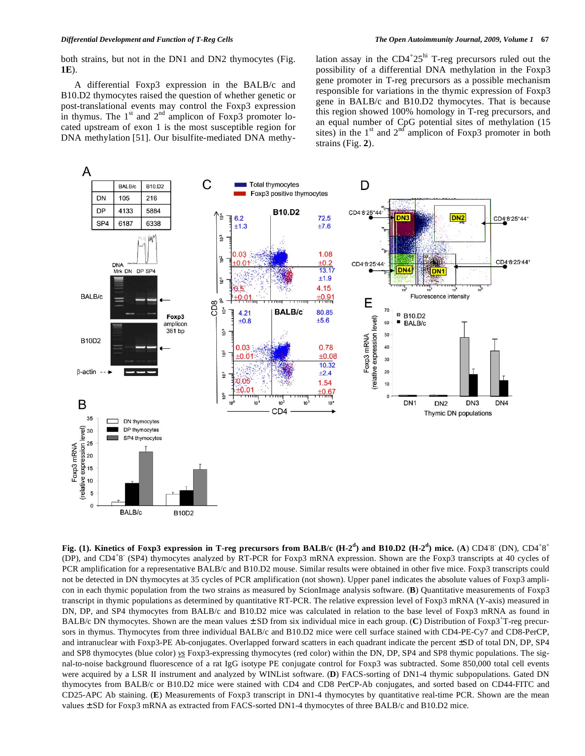both strains, but not in the DN1 and DN2 thymocytes (Fig. **1E**).

A differential Foxp3 expression in the BALB/c and B10.D2 thymocytes raised the question of whether genetic or post-translational events may control the Foxp3 expression in thymus. The 1st and 2nd amplicon of Foxp3 promoter located upstream of exon 1 is the most susceptible region for DNA methylation [51]. Our bisulfite-mediated DNA methylation assay in the CD4$^{+}$25$^{hi}$ T-reg precursors ruled out the possibility of a differential DNA methylation in the Foxp3 gene promoter in T-reg precursors as a possible mechanism responsible for variations in the thymic expression of Foxp3 gene in BALB/c and B10.D2 thymocytes. That is because this region showed 100% homology in T-reg precursors, and an equal number of CpG potential sites of methylation (15 sites) in the 1st and 2nd amplicon of Foxp3 promoter in both strains (Fig. **2**).

| | BALB/c | B10.D2 |
|---|---|---|
| DN | 105 | 216 |
| DP | 4133 | 5884 |
| SP4 | 6187 | 6338 |

**Fig. (1). Kinetics of Foxp3 expression in T-reg precursors from BALB/c (H-2$^{d}$) and B10.D2 (H-2$^{d}$) mice.** (**A**) CD4$^{-}$8$^{-}$ (DN), CD4$^{+}$8$^{+}$ (DP), and CD4$^{+}$8$^{-}$ (SP4) thymocytes analyzed by RT-PCR for Foxp3 mRNA expression. Shown are the Foxp3 transcripts at 40 cycles of PCR amplification for a representative BALB/c and B10.D2 mouse. Similar results were obtained in other five mice. Foxp3 transcripts could not be detected in DN thymocytes at 35 cycles of PCR amplification (not shown). Upper panel indicates the absolute values of Foxp3 amplicon in each thymic population from the two strains as measured by ScionImage analysis software. (**B**) Quantitative measurements of Foxp3 transcript in thymic populations as determined by quantitative RT-PCR. The relative expression level of Foxp3 mRNA (Y-axis) measured in DN, DP, and SP4 thymocytes from BALB/c and B10.D2 mice was calculated in relation to the base level of Foxp3 mRNA as found in BALB/c DN thymocytes. Shown are the mean values ± SD from six individual mice in each group. (**C**) Distribution of Foxp3$^{+}$T-reg precursors in thymus. Thymocytes from three individual BALB/c and B10.D2 mice were cell surface stained with CD4-PE-Cy7 and CD8-PerCP, and intranuclear with Foxp3-PE Ab-conjugates. Overlapped forward scatters in each quadrant indicate the percent ±SD of total DN, DP, SP4 and SP8 thymocytes (blue color) *vs* Foxp3-expressing thymocytes (red color) within the DN, DP, SP4 and SP8 thymic populations. The signal-to-noise background fluorescence of a rat IgG isotype PE conjugate control for Foxp3 was subtracted. Some 850,000 total cell events were acquired by a LSR II instrument and analyzed by WINList software. (**D**) FACS-sorting of DN1-4 thymic subpopulations. Gated DN thymocytes from BALB/c or B10.D2 mice were stained with CD4 and CD8 PerCP-Ab conjugates, and sorted based on CD44-FITC and CD25-APC Ab staining. (**E**) Measurements of Foxp3 transcript in DN1-4 thymocytes by quantitative real-time PCR. Shown are the mean values ± SD for Foxp3 mRNA as extracted from FACS-sorted DN1-4 thymocytes of three BALB/c and B10.D2 mice.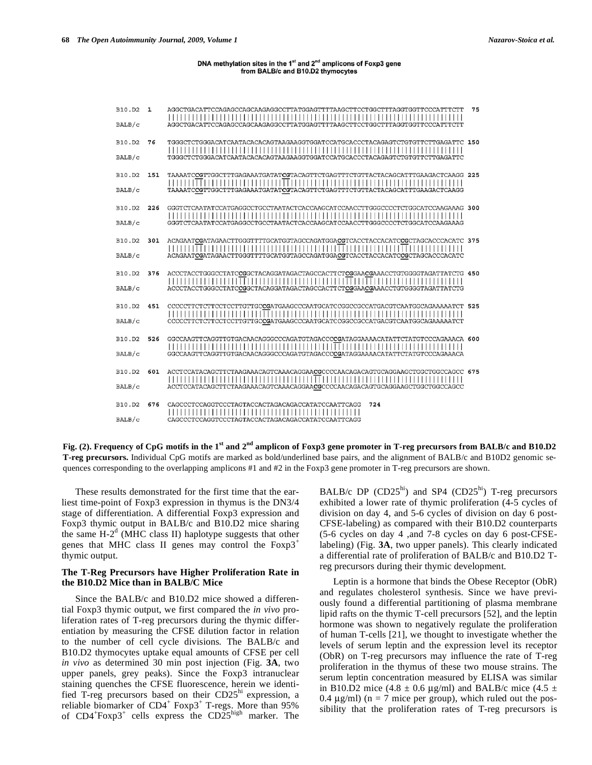DNA methylation sites in the 1st and 2nd amplicons of Foxp3 gene from BALB/c and B10.D2 thymocytes

```
B10.D2  1    AGGCTGACATTCCAGAGCCAGCAAGAGGCCTTATGGAGTTTTAAGCTTCCTGGCTTTAGGTGGTTCCCATTTCTT  75
BALB/c       AGGCTGACATTCCAGAGCCAGCAAGAGGCCTTATGGAGTTTTAAGCTTCCTGGCTTTAGGTGGTTCCCATTTCTT

B10.D2  76   TGGGCTCTGGGACATCAATACACACAGTAAGAAGGTGGATCCATGCACCCTACAGAGTCTGTGTTCTTGAGATTC  150
BALB/c       TGGGCTCTGGGACATCAATACACACAGTAAGAAGGTGGATCCATGCACCCTACAGAGTCTGTGTTCTTGAGATTC

B10.D2  151  TAAAATCCGTTGGCTTTGAGAAATGATATCGTACAGTTCTGAGTTTCTGTTACTACAGCATTTGAAGACTCAAGG  225
BALB/c       TAAAATCCGTTGGCTTTGAGAAATGATATCGTACAGTTCTGAGTTTCTGTTACTACAGCATTTGAAGACTCAAGG

B10.D2  226  GGGTCTCAATATCCATGAGGCCTGCCTAATACTCACCAAGCATCCAACCTTGGGCCCCTCTGGCATCCAAGAAAG  300
BALB/c       GGGTCTCAATATCCATGAGGCCTGCCTAATACTCACCAAGCATCCAACCTTGGGCCCCTCTGGCATCCAAGAAAG

B10.D2  301  ACAGAATCGATAGAACTTGGGTTTTGCATGGTAGCCAGATGGACGTCACCTACCACATCCGCTAGCACCCACATC  375
BALB/c       ACAGAATCGATAGAACTTGGGTTTTGCATGGTAGCCAGATGGACGTCACCTACCACATCCGCTAGCACCCACATC

B10.D2  376  ACCCTACCTGGGCCTATCCGGCTACAGGATAGACTAGCCACTTCTCGGAACGAAACCTGTGGGGTAGATTATCTG  450
BALB/c       ACCCTACCTGGGCCTATCCGGCTACAGGATAGACTAGCCACTTCTCGGAACGAAACCTGTGGGGTAGATTATCTG

B10.D2  451  CCCCCTTCTCTTCCTCCTTGTTGCCGATGAAGCCCAATGCATCCGGCCGCCATGACGTCAATGGCAGAAAAATCT  525
BALB/c       CCCCCTTCTCTTCCTCCTTGTTGCCGATGAAGCCCAATGCATCCGGCCGCCATGACGTCAATGGCAGAAAAATCT

B10.D2  526  GGCCAAGTTCAGGTTGTGACAACAGGGCCCAGATGTAGACCCCGATAGGAAAACATATTCTATGTCCCAGAAACA  600
BALB/c       GGCCAAGTTCAGGTTGTGACAACAGGGCCCAGATGTAGACCCCGATAGGAAAACATATTCTATGTCCCAGAAACA

B10.D2  601  ACCTCCATACAGCTTCTAAGAAACAGTCAAACAGGAACGCCCCAACAGACAGTGCAGGAAGCTGGCTGGCCAGCC  675
BALB/c       ACCTCCATACAGCTTCTAAGAAACAGTCAAACAGGAACGCCCCAACAGACAGTGCAGGAAGCTGGCTGGCCAGCC

B10.D2  676  CAGCCCTCCAGGTCCCTAGTACCACTAGACAGACCATATCCAATTCAGG  724
BALB/c       CAGCCCTCCAGGTCCCTAGTACCACTAGACAGACCATATCCAATTCAGG
```

**Fig. (2). Frequency of CpG motifs in the 1st and 2nd amplicon of Foxp3 gene promoter in T-reg precursors from BALB/c and B10.D2 T-reg precursors.** Individual CpG motifs are marked as bold/underlined base pairs, and the alignment of BALB/c and B10D2 genomic sequences corresponding to the overlapping amplicons #1 and #2 in the Foxp3 gene promoter in T-reg precursors are shown.

These results demonstrated for the first time that the earliest time-point of Foxp3 expression in thymus is the DN3/4 stage of differentiation. A differential Foxp3 expression and Foxp3 thymic output in BALB/c and B10.D2 mice sharing the same H-2$^d$ (MHC class II) haplotype suggests that other genes that MHC class II genes may control the Foxp3$^+$ thymic output.

### The T-Reg Precursors have Higher Proliferation Rate in the B10.D2 Mice than in BALB/C Mice

Since the BALB/c and B10.D2 mice showed a differential Foxp3 thymic output, we first compared the *in vivo* proliferation rates of T-reg precursors during the thymic differentiation by measuring the CFSE dilution factor in relation to the number of cell cycle divisions. The BALB/c and B10.D2 thymocytes uptake equal amounts of CFSE per cell *in vivo* as determined 30 min post injection (Fig. **3A**, two upper panels, grey peaks). Since the Foxp3 intranuclear staining quenches the CFSE fluorescence, herein we identified T-reg precursors based on their CD25$^{hi}$ expression, a reliable biomarker of CD4$^+$ Foxp3$^+$ T-regs. More than 95% of CD4$^+$Foxp3$^+$ cells express the CD25$^{high}$ marker. The BALB/c DP (CD25$^{hi}$) and SP4 (CD25$^{hi}$) T-reg precursors exhibited a lower rate of thymic proliferation (4-5 cycles of division on day 4, and 5-6 cycles of division on day 6 post-CFSE-labeling) as compared with their B10.D2 counterparts (5-6 cycles on day 4 ,and 7-8 cycles on day 6 post-CFSE-labeling) (Fig. **3A**, two upper panels). This clearly indicated a differential rate of proliferation of BALB/c and B10.D2 T-reg precursors during their thymic development.

Leptin is a hormone that binds the Obese Receptor (ObR) and regulates cholesterol synthesis. Since we have previously found a differential partitioning of plasma membrane lipid rafts on the thymic T-cell precursors [52], and the leptin hormone was shown to negatively regulate the proliferation of human T-cells [21], we thought to investigate whether the levels of serum leptin and the expression level its receptor (ObR) on T-reg precursors may influence the rate of T-reg proliferation in the thymus of these two mouse strains. The serum leptin concentration measured by ELISA was similar in B10.D2 mice (4.8 ± 0.6 μg/ml) and BALB/c mice (4.5 ± 0.4 μg/ml) (n = 7 mice per group), which ruled out the possibility that the proliferation rates of T-reg precursors is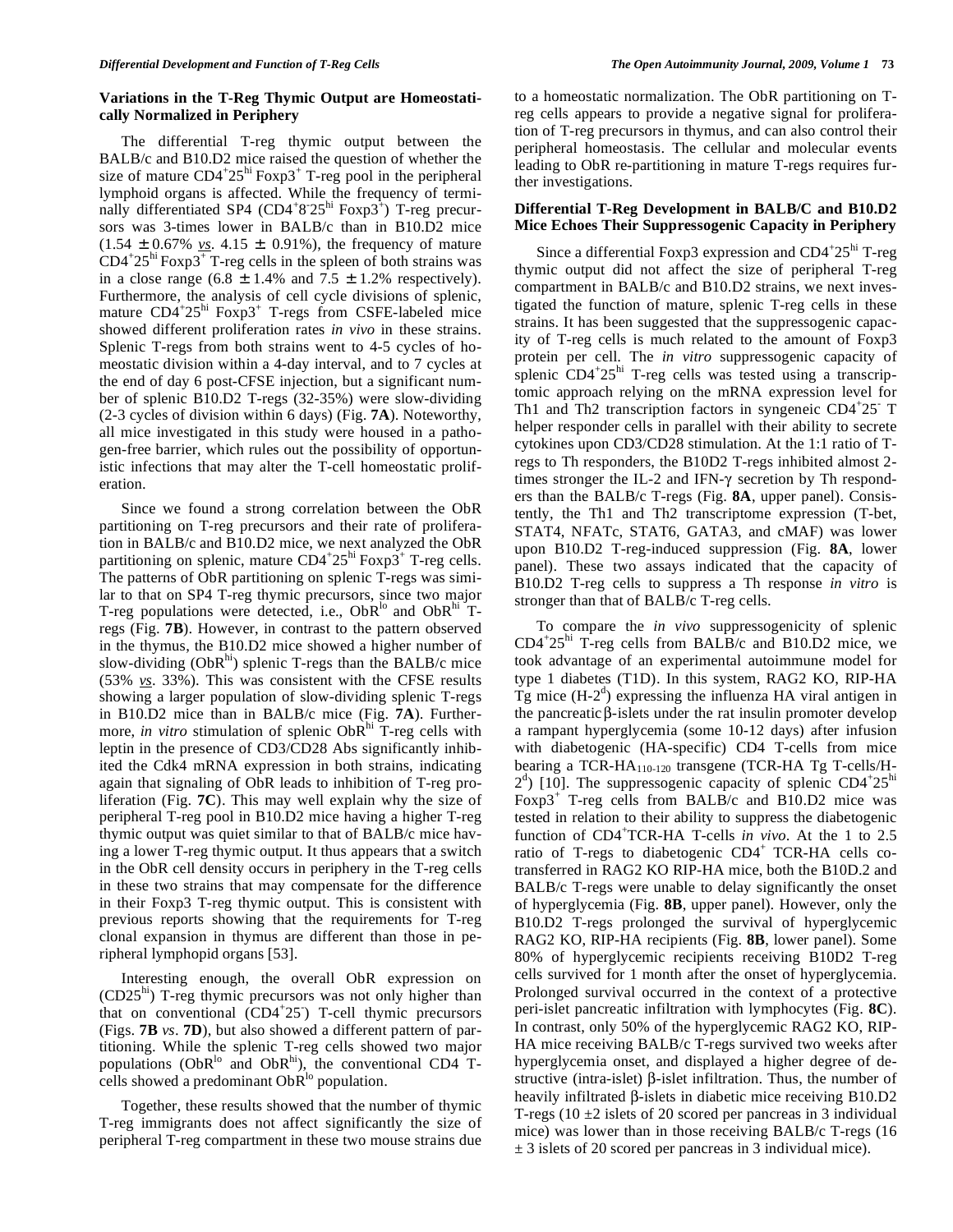### Variations in the T-Reg Thymic Output are Homeostatically Normalized in Periphery

The differential T-reg thymic output between the BALB/c and B10.D2 mice raised the question of whether the size of mature $CD4^{+}25^{hi}$ $Foxp3^{+}$ T-reg pool in the peripheral lymphoid organs is affected. While the frequency of terminally differentiated SP4 ($CD4^{+}8^{-}25^{hi}$ $Foxp3^{+}$) T-reg precursors was 3-times lower in BALB/c than in B10.D2 mice ($1.54 \pm 0.67\%$ *vs*. $4.15 \pm 0.91\%$), the frequency of mature $CD4^{+}25^{hi}$ $Foxp3^{+}$ T-reg cells in the spleen of both strains was in a close range ($6.8 \pm 1.4\%$ and $7.5 \pm 1.2\%$ respectively). Furthermore, the analysis of cell cycle divisions of splenic, mature $CD4^{+}25^{hi}$ $Foxp3^{+}$ T-regs from CSFE-labeled mice showed different proliferation rates *in vivo* in these strains. Splenic T-regs from both strains went to 4-5 cycles of homeostatic division within a 4-day interval, and to 7 cycles at the end of day 6 post-CFSE injection, but a significant number of splenic B10.D2 T-regs (32-35%) were slow-dividing (2-3 cycles of division within 6 days) (Fig. **7A**). Noteworthy, all mice investigated in this study were housed in a pathogen-free barrier, which rules out the possibility of opportunistic infections that may alter the T-cell homeostatic proliferation.

Since we found a strong correlation between the ObR partitioning on T-reg precursors and their rate of proliferation in BALB/c and B10.D2 mice, we next analyzed the ObR partitioning on splenic, mature $CD4^{+}25^{hi}$ $Foxp3^{+}$ T-reg cells. The patterns of ObR partitioning on splenic T-regs was similar to that on SP4 T-reg thymic precursors, since two major T-reg populations were detected, i.e., $ObR^{lo}$ and $ObR^{hi}$ T-regs (Fig. **7B**). However, in contrast to the pattern observed in the thymus, the B10.D2 mice showed a higher number of slow-dividing ($ObR^{hi}$) splenic T-regs than the BALB/c mice (53% *vs*. 33%). This was consistent with the CFSE results showing a larger population of slow-dividing splenic T-regs in B10.D2 mice than in BALB/c mice (Fig. **7A**). Furthermore, *in vitro* stimulation of splenic $ObR^{hi}$ T-reg cells with leptin in the presence of CD3/CD28 Abs significantly inhibited the Cdk4 mRNA expression in both strains, indicating again that signaling of ObR leads to inhibition of T-reg proliferation (Fig. **7C**). This may well explain why the size of peripheral T-reg pool in B10.D2 mice having a higher T-reg thymic output was quiet similar to that of BALB/c mice having a lower T-reg thymic output. It thus appears that a switch in the ObR cell density occurs in periphery in the T-reg cells in these two strains that may compensate for the difference in their Foxp3 T-reg thymic output. This is consistent with previous reports showing that the requirements for T-reg clonal expansion in thymus are different than those in peripheral lymphopid organs [53].

Interesting enough, the overall ObR expression on ($CD25^{hi}$) T-reg thymic precursors was not only higher than that on conventional ($CD4^{+}25^{-}$) T-cell thymic precursors (Figs. **7B** *vs*. **7D**), but also showed a different pattern of partitioning. While the splenic T-reg cells showed two major populations ($ObR^{lo}$ and $ObR^{hi}$), the conventional CD4 T-cells showed a predominant $ObR^{lo}$ population.

Together, these results showed that the number of thymic T-reg immigrants does not affect significantly the size of peripheral T-reg compartment in these two mouse strains due to a homeostatic normalization. The ObR partitioning on T-reg cells appears to provide a negative signal for proliferation of T-reg precursors in thymus, and can also control their peripheral homeostasis. The cellular and molecular events leading to ObR re-partitioning in mature T-regs requires further investigations.

### Differential T-Reg Development in BALB/C and B10.D2 Mice Echoes Their Suppressogenic Capacity in Periphery

Since a differential Foxp3 expression and $CD4^{+}25^{hi}$ T-reg thymic output did not affect the size of peripheral T-reg compartment in BALB/c and B10.D2 strains, we next investigated the function of mature, splenic T-reg cells in these strains. It has been suggested that the suppressogenic capacity of T-reg cells is much related to the amount of Foxp3 protein per cell. The *in vitro* suppressogenic capacity of splenic $CD4^{+}25^{hi}$ T-reg cells was tested using a transcriptomic approach relying on the mRNA expression level for Th1 and Th2 transcription factors in syngeneic $CD4^{+}25^{-}$ T helper responder cells in parallel with their ability to secrete cytokines upon CD3/CD28 stimulation. At the 1:1 ratio of T-regs to Th responders, the B10D2 T-regs inhibited almost 2-times stronger the IL-2 and IFN-γ secretion by Th responders than the BALB/c T-regs (Fig. **8A**, upper panel). Consistently, the Th1 and Th2 transcriptome expression (T-bet, STAT4, NFATc, STAT6, GATA3, and cMAF) was lower upon B10.D2 T-reg-induced suppression (Fig. **8A**, lower panel). These two assays indicated that the capacity of B10.D2 T-reg cells to suppress a Th response *in vitro* is stronger than that of BALB/c T-reg cells.

To compare the *in vivo* suppressogenicity of splenic $CD4^{+}25^{hi}$ T-reg cells from BALB/c and B10.D2 mice, we took advantage of an experimental autoimmune model for type 1 diabetes (T1D). In this system, RAG2 KO, RIP-HA Tg mice ($H\text{-}2^{d}$) expressing the influenza HA viral antigen in the pancreatic β-islets under the rat insulin promoter develop a rampant hyperglycemia (some 10-12 days) after infusion with diabetogenic (HA-specific) CD4 T-cells from mice bearing a $TCR\text{-}HA_{110\text{-}120}$ transgene (TCR-HA Tg T-cells/$H\text{-}2^{d}$) [10]. The suppressogenic capacity of splenic $CD4^{+}25^{hi}$ $Foxp3^{+}$ T-reg cells from BALB/c and B10.D2 mice was tested in relation to their ability to suppress the diabetogenic function of $CD4^{+}$TCR-HA T-cells *in vivo*. At the 1 to 2.5 ratio of T-regs to diabetogenic $CD4^{+}$ TCR-HA cells co-transferred in RAG2 KO RIP-HA mice, both the B10D.2 and BALB/c T-regs were unable to delay significantly the onset of hyperglycemia (Fig. **8B**, upper panel). However, only the B10.D2 T-regs prolonged the survival of hyperglycemic RAG2 KO, RIP-HA recipients (Fig. **8B**, lower panel). Some 80% of hyperglycemic recipients receiving B10D2 T-reg cells survived for 1 month after the onset of hyperglycemia. Prolonged survival occurred in the context of a protective peri-islet pancreatic infiltration with lymphocytes (Fig. **8C**). In contrast, only 50% of the hyperglycemic RAG2 KO, RIP-HA mice receiving BALB/c T-regs survived two weeks after hyperglycemia onset, and displayed a higher degree of destructive (intra-islet) β-islet infiltration. Thus, the number of heavily infiltrated β-islets in diabetic mice receiving B10.D2 T-regs ($10 \pm 2$ islets of 20 scored per pancreas in 3 individual mice) was lower than in those receiving BALB/c T-regs ($16 \pm 3$ islets of 20 scored per pancreas in 3 individual mice).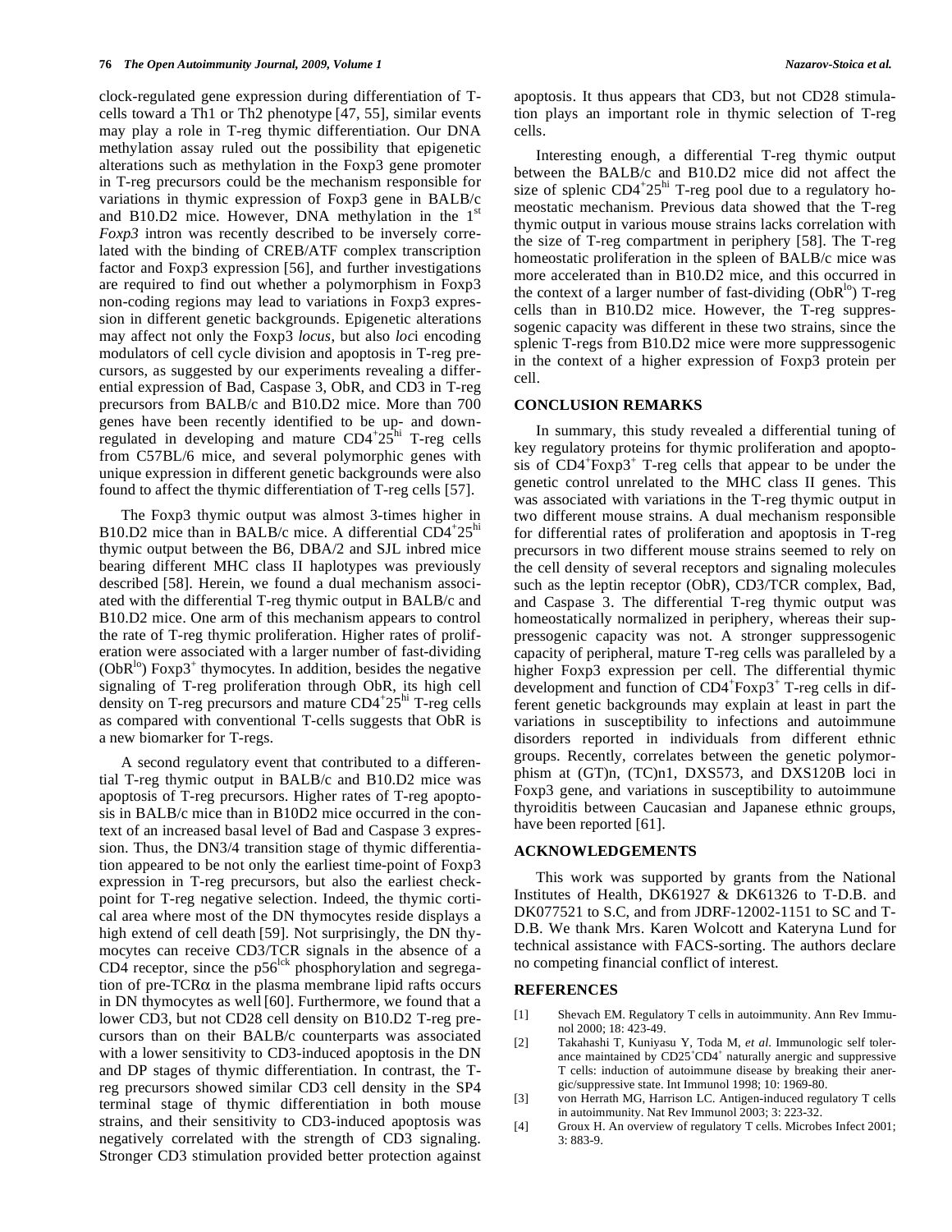clock-regulated gene expression during differentiation of T-cells toward a Th1 or Th2 phenotype [47, 55], similar events may play a role in T-reg thymic differentiation. Our DNA methylation assay ruled out the possibility that epigenetic alterations such as methylation in the Foxp3 gene promoter in T-reg precursors could be the mechanism responsible for variations in thymic expression of Foxp3 gene in BALB/c and B10.D2 mice. However, DNA methylation in the 1st *Foxp3* intron was recently described to be inversely correlated with the binding of CREB/ATF complex transcription factor and Foxp3 expression [56], and further investigations are required to find out whether a polymorphism in Foxp3 non-coding regions may lead to variations in Foxp3 expression in different genetic backgrounds. Epigenetic alterations may affect not only the Foxp3 *locus*, but also *loc*i encoding modulators of cell cycle division and apoptosis in T-reg precursors, as suggested by our experiments revealing a differential expression of Bad, Caspase 3, ObR, and CD3 in T-reg precursors from BALB/c and B10.D2 mice. More than 700 genes have been recently identified to be up- and down-regulated in developing and mature $CD4^{+}25^{hi}$ T-reg cells from C57BL/6 mice, and several polymorphic genes with unique expression in different genetic backgrounds were also found to affect the thymic differentiation of T-reg cells [57].

The Foxp3 thymic output was almost 3-times higher in B10.D2 mice than in BALB/c mice. A differential $CD4^{+}25^{hi}$ thymic output between the B6, DBA/2 and SJL inbred mice bearing different MHC class II haplotypes was previously described [58]. Herein, we found a dual mechanism associated with the differential T-reg thymic output in BALB/c and B10.D2 mice. One arm of this mechanism appears to control the rate of T-reg thymic proliferation. Higher rates of proliferation were associated with a larger number of fast-dividing ($ObR^{lo}$) $Foxp3^{+}$ thymocytes. In addition, besides the negative signaling of T-reg proliferation through ObR, its high cell density on T-reg precursors and mature $CD4^{+}25^{hi}$ T-reg cells as compared with conventional T-cells suggests that ObR is a new biomarker for T-regs.

A second regulatory event that contributed to a differential T-reg thymic output in BALB/c and B10.D2 mice was apoptosis of T-reg precursors. Higher rates of T-reg apoptosis in BALB/c mice than in B10D2 mice occurred in the context of an increased basal level of Bad and Caspase 3 expression. Thus, the DN3/4 transition stage of thymic differentiation appeared to be not only the earliest time-point of Foxp3 expression in T-reg precursors, but also the earliest checkpoint for T-reg negative selection. Indeed, the thymic cortical area where most of the DN thymocytes reside displays a high extend of cell death [59]. Not surprisingly, the DN thymocytes can receive CD3/TCR signals in the absence of a CD4 receptor, since the $p56^{lck}$ phosphorylation and segregation of pre-TCR$\alpha$ in the plasma membrane lipid rafts occurs in DN thymocytes as well [60]. Furthermore, we found that a lower CD3, but not CD28 cell density on B10.D2 T-reg precursors than on their BALB/c counterparts was associated with a lower sensitivity to CD3-induced apoptosis in the DN and DP stages of thymic differentiation. In contrast, the T-reg precursors showed similar CD3 cell density in the SP4 terminal stage of thymic differentiation in both mouse strains, and their sensitivity to CD3-induced apoptosis was negatively correlated with the strength of CD3 signaling. Stronger CD3 stimulation provided better protection against apoptosis. It thus appears that CD3, but not CD28 stimulation plays an important role in thymic selection of T-reg cells.

Interesting enough, a differential T-reg thymic output between the BALB/c and B10.D2 mice did not affect the size of splenic $CD4^{+}25^{hi}$ T-reg pool due to a regulatory homeostatic mechanism. Previous data showed that the T-reg thymic output in various mouse strains lacks correlation with the size of T-reg compartment in periphery [58]. The T-reg homeostatic proliferation in the spleen of BALB/c mice was more accelerated than in B10.D2 mice, and this occurred in the context of a larger number of fast-dividing ($ObR^{lo}$) T-reg cells than in B10.D2 mice. However, the T-reg suppressogenic capacity was different in these two strains, since the splenic T-regs from B10.D2 mice were more suppressogenic in the context of a higher expression of Foxp3 protein per cell.

## CONCLUSION REMARKS

In summary, this study revealed a differential tuning of key regulatory proteins for thymic proliferation and apoptosis of $CD4^{+}Foxp3^{+}$ T-reg cells that appear to be under the genetic control unrelated to the MHC class II genes. This was associated with variations in the T-reg thymic output in two different mouse strains. A dual mechanism responsible for differential rates of proliferation and apoptosis in T-reg precursors in two different mouse strains seemed to rely on the cell density of several receptors and signaling molecules such as the leptin receptor (ObR), CD3/TCR complex, Bad, and Caspase 3. The differential T-reg thymic output was homeostatically normalized in periphery, whereas their suppressogenic capacity was not. A stronger suppressogenic capacity of peripheral, mature T-reg cells was paralleled by a higher Foxp3 expression per cell. The differential thymic development and function of $CD4^{+}Foxp3^{+}$ T-reg cells in different genetic backgrounds may explain at least in part the variations in susceptibility to infections and autoimmune disorders reported in individuals from different ethnic groups. Recently, correlates between the genetic polymorphism at (GT)n, (TC)n1, DXS573, and DXS120B loci in Foxp3 gene, and variations in susceptibility to autoimmune thyroiditis between Caucasian and Japanese ethnic groups, have been reported [61].

## ACKNOWLEDGEMENTS

This work was supported by grants from the National Institutes of Health, DK61927 & DK61326 to T-D.B. and DK077521 to S.C, and from JDRF-12002-1151 to SC and T-D.B. We thank Mrs. Karen Wolcott and Kateryna Lund for technical assistance with FACS-sorting. The authors declare no competing financial conflict of interest.

## REFERENCES

[1] Shevach EM. Regulatory T cells in autoimmunity. Ann Rev Immunol 2000; 18: 423-49.

[2] Takahashi T, Kuniyasu Y, Toda M, *et al.* Immunologic self tolerance maintained by $CD25^{+}CD4^{+}$ naturally anergic and suppressive T cells: induction of autoimmune disease by breaking their anergic/suppressive state. Int Immunol 1998; 10: 1969-80.

[3] von Herrath MG, Harrison LC. Antigen-induced regulatory T cells in autoimmunity. Nat Rev Immunol 2003; 3: 223-32.

[4] Groux H. An overview of regulatory T cells. Microbes Infect 2001; 3: 883-9.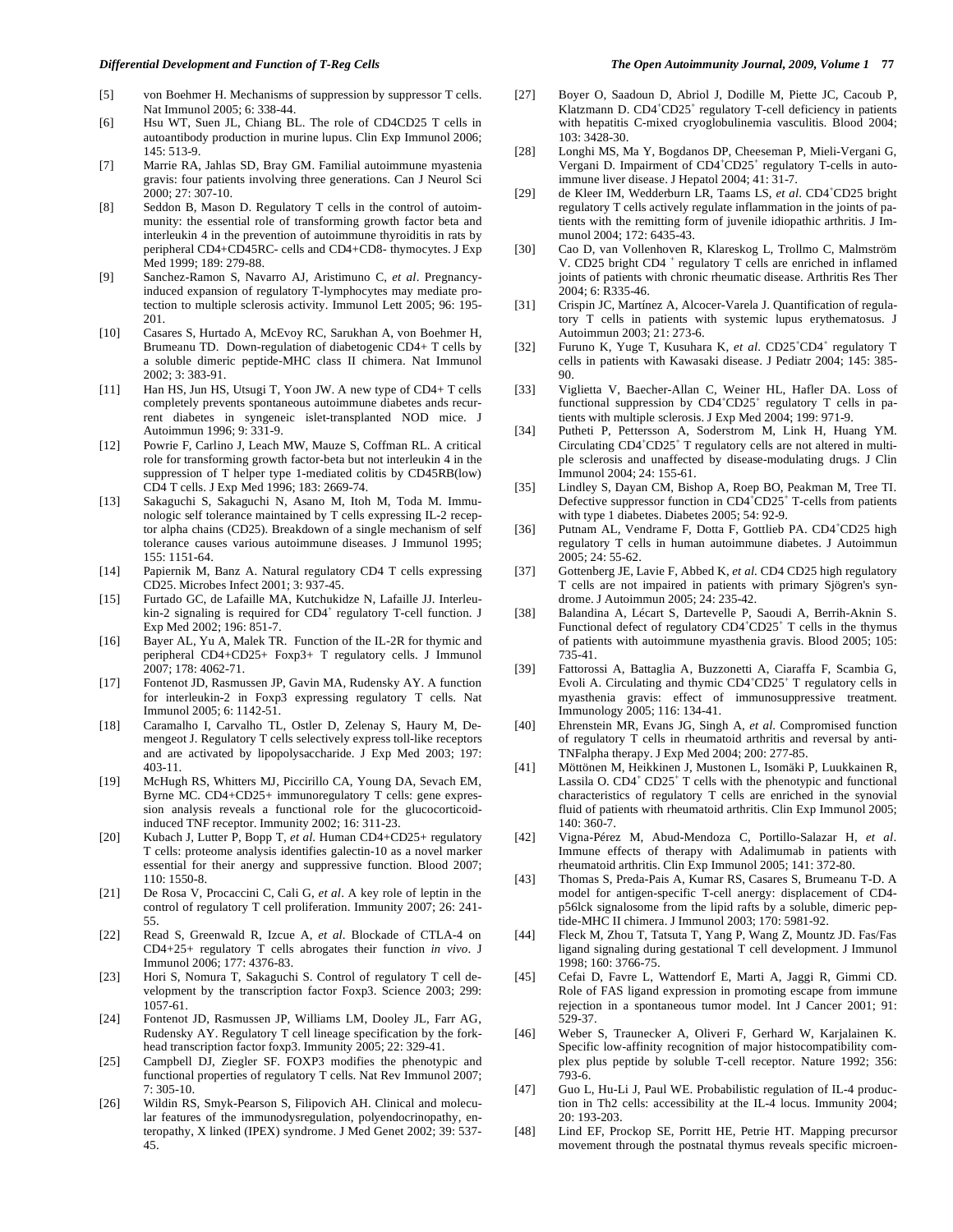[5] von Boehmer H. Mechanisms of suppression by suppressor T cells. Nat Immunol 2005; 6: 338-44.

[6] Hsu WT, Suen JL, Chiang BL. The role of CD4CD25 T cells in autoantibody production in murine lupus. Clin Exp Immunol 2006; 145: 513-9.

[7] Marrie RA, Jahlas SD, Bray GM. Familial autoimmune myastenia gravis: four patients involving three generations. Can J Neurol Sci 2000; 27: 307-10.

[8] Seddon B, Mason D. Regulatory T cells in the control of autoimmunity: the essential role of transforming growth factor beta and interleukin 4 in the prevention of autoimmune thyroiditis in rats by peripheral CD4+CD45RC- cells and CD4+CD8- thymocytes. J Exp Med 1999; 189: 279-88.

[9] Sanchez-Ramon S, Navarro AJ, Aristimuno C, *et al*. Pregnancy-induced expansion of regulatory T-lymphocytes may mediate protection to multiple sclerosis activity. Immunol Lett 2005; 96: 195-201.

[10] Casares S, Hurtado A, McEvoy RC, Sarukhan A, von Boehmer H, Brumeanu TD. Down-regulation of diabetogenic CD4+ T cells by a soluble dimeric peptide-MHC class II chimera. Nat Immunol 2002; 3: 383-91.

[11] Han HS, Jun HS, Utsugi T, Yoon JW. A new type of CD4+ T cells completely prevents spontaneous autoimmune diabetes ands recurrent diabetes in syngeneic islet-transplanted NOD mice. J Autoimmun 1996; 9: 331-9.

[12] Powrie F, Carlino J, Leach MW, Mauze S, Coffman RL. A critical role for transforming growth factor-beta but not interleukin 4 in the suppression of T helper type 1-mediated colitis by CD45RB(low) CD4 T cells. J Exp Med 1996; 183: 2669-74.

[13] Sakaguchi S, Sakaguchi N, Asano M, Itoh M, Toda M. Immunologic self tolerance maintained by T cells expressing IL-2 receptor alpha chains (CD25). Breakdown of a single mechanism of self tolerance causes various autoimmune diseases. J Immunol 1995; 155: 1151-64.

[14] Papiernik M, Banz A. Natural regulatory CD4 T cells expressing CD25. Microbes Infect 2001; 3: 937-45.

[15] Furtado GC, de Lafaille MA, Kutchukidze N, Lafaille JJ. Interleukin-2 signaling is required for CD4$^+$ regulatory T-cell function. J Exp Med 2002; 196: 851-7.

[16] Bayer AL, Yu A, Malek TR. Function of the IL-2R for thymic and peripheral CD4+CD25+ Foxp3+ T regulatory cells. J Immunol 2007; 178: 4062-71.

[17] Fontenot JD, Rasmussen JP, Gavin MA, Rudensky AY. A function for interleukin-2 in Foxp3 expressing regulatory T cells. Nat Immunol 2005; 6: 1142-51.

[18] Caramalho I, Carvalho TL, Ostler D, Zelenay S, Haury M, Demengeot J. Regulatory T cells selectively express toll-like receptors and are activated by lipopolysaccharide. J Exp Med 2003; 197: 403-11.

[19] McHugh RS, Whitters MJ, Piccirillo CA, Young DA, Sevach EM, Byrne MC. CD4+CD25+ immunoregulatory T cells: gene expression analysis reveals a functional role for the glucocorticoid-induced TNF receptor. Immunity 2002; 16: 311-23.

[20] Kubach J, Lutter P, Bopp T, *et al.* Human CD4+CD25+ regulatory T cells: proteome analysis identifies galectin-10 as a novel marker essential for their anergy and suppressive function. Blood 2007; 110: 1550-8.

[21] De Rosa V, Procaccini C, Cali G, *et al*. A key role of leptin in the control of regulatory T cell proliferation. Immunity 2007; 26: 241-55.

[22] Read S, Greenwald R, Izcue A, *et al*. Blockade of CTLA-4 on CD4+25+ regulatory T cells abrogates their function *in vivo*. J Immunol 2006; 177: 4376-83.

[23] Hori S, Nomura T, Sakaguchi S. Control of regulatory T cell development by the transcription factor Foxp3. Science 2003; 299: 1057-61.

[24] Fontenot JD, Rasmussen JP, Williams LM, Dooley JL, Farr AG, Rudensky AY. Regulatory T cell lineage specification by the forkhead transcription factor foxp3. Immunity 2005; 22: 329-41.

[25] Campbell DJ, Ziegler SF. FOXP3 modifies the phenotypic and functional properties of regulatory T cells. Nat Rev Immunol 2007; 7: 305-10.

[26] Wildin RS, Smyk-Pearson S, Filipovich AH. Clinical and molecular features of the immunodysregulation, polyendocrinopathy, enteropathy, X linked (IPEX) syndrome. J Med Genet 2002; 39: 537-45.

[27] Boyer O, Saadoun D, Abriol J, Dodille M, Piette JC, Cacoub P, Klatzmann D. CD4$^+$CD25$^+$ regulatory T-cell deficiency in patients with hepatitis C-mixed cryoglobulinemia vasculitis. Blood 2004; 103: 3428-30.

[28] Longhi MS, Ma Y, Bogdanos DP, Cheeseman P, Mieli-Vergani G, Vergani D. Impairment of CD4$^+$CD25$^+$ regulatory T-cells in autoimmune liver disease. J Hepatol 2004; 41: 31-7.

[29] de Kleer IM, Wedderburn LR, Taams LS, *et al*. CD4$^+$CD25 bright regulatory T cells actively regulate inflammation in the joints of patients with the remitting form of juvenile idiopathic arthritis. J Immunol 2004; 172: 6435-43.

[30] Cao D, van Vollenhoven R, Klareskog L, Trollmo C, Malmström V. CD25 bright CD4 $^+$ regulatory T cells are enriched in inflamed joints of patients with chronic rheumatic disease. Arthritis Res Ther 2004; 6: R335-46.

[31] Crispin JC, Martínez A, Alcocer-Varela J. Quantification of regulatory T cells in patients with systemic lupus erythematosus. J Autoimmun 2003; 21: 273-6.

[32] Furuno K, Yuge T, Kusuhara K, *et al*. CD25$^+$CD4$^+$ regulatory T cells in patients with Kawasaki disease. J Pediatr 2004; 145: 385-90.

[33] Viglietta V, Baecher-Allan C, Weiner HL, Hafler DA. Loss of functional suppression by CD4$^+$CD25$^+$ regulatory T cells in patients with multiple sclerosis. J Exp Med 2004; 199: 971-9.

[34] Putheti P, Pettersson A, Soderstrom M, Link H, Huang YM. Circulating CD4$^+$CD25$^+$ T regulatory cells are not altered in multiple sclerosis and unaffected by disease-modulating drugs. J Clin Immunol 2004; 24: 155-61.

[35] Lindley S, Dayan CM, Bishop A, Roep BO, Peakman M, Tree TI. Defective suppressor function in CD4$^+$CD25$^+$ T-cells from patients with type 1 diabetes. Diabetes 2005; 54: 92-9.

[36] Putnam AL, Vendrame F, Dotta F, Gottlieb PA. CD4$^+$CD25 high regulatory T cells in human autoimmune diabetes. J Autoimmun 2005; 24: 55-62.

[37] Gottenberg JE, Lavie F, Abbed K, *et al*. CD4 CD25 high regulatory T cells are not impaired in patients with primary Sjögren's syndrome. J Autoimmun 2005; 24: 235-42.

[38] Balandina A, Lécart S, Dartevelle P, Saoudi A, Berrih-Aknin S. Functional defect of regulatory CD4$^+$CD25$^+$ T cells in the thymus of patients with autoimmune myasthenia gravis. Blood 2005; 105: 735-41.

[39] Fattorossi A, Battaglia A, Buzzonetti A, Ciaraffa F, Scambia G, Evoli A. Circulating and thymic CD4$^+$CD25$^+$ T regulatory cells in myasthenia gravis: effect of immunosuppressive treatment. Immunology 2005; 116: 134-41.

[40] Ehrenstein MR, Evans JG, Singh A, *et al.* Compromised function of regulatory T cells in rheumatoid arthritis and reversal by anti-TNFalpha therapy. J Exp Med 2004; 200: 277-85.

[41] Möttönen M, Heikkinen J, Mustonen L, Isomäki P, Luukkainen R, Lassila O. CD4$^+$ CD25$^+$ T cells with the phenotypic and functional characteristics of regulatory T cells are enriched in the synovial fluid of patients with rheumatoid arthritis. Clin Exp Immunol 2005; 140: 360-7.

[42] Vigna-Pérez M, Abud-Mendoza C, Portillo-Salazar H, *et al*. Immune effects of therapy with Adalimumab in patients with rheumatoid arthritis. Clin Exp Immunol 2005; 141: 372-80.

[43] Thomas S, Preda-Pais A, Kumar RS, Casares S, Brumeanu T-D. A model for antigen-specific T-cell anergy: displacement of CD4-p56lck signalosome from the lipid rafts by a soluble, dimeric peptide-MHC II chimera. J Immunol 2003; 170: 5981-92.

[44] Fleck M, Zhou T, Tatsuta T, Yang P, Wang Z, Mountz JD. Fas/Fas ligand signaling during gestational T cell development. J Immunol 1998; 160: 3766-75.

[45] Cefai D, Favre L, Wattendorf E, Marti A, Jaggi R, Gimmi CD. Role of FAS ligand expression in promoting escape from immune rejection in a spontaneous tumor model. Int J Cancer 2001; 91: 529-37.

[46] Weber S, Traunecker A, Oliveri F, Gerhard W, Karjalainen K. Specific low-affinity recognition of major histocompatibility complex plus peptide by soluble T-cell receptor. Nature 1992; 356: 793-6.

[47] Guo L, Hu-Li J, Paul WE. Probabilistic regulation of IL-4 production in Th2 cells: accessibility at the IL-4 locus. Immunity 2004; 20: 193-203.

[48] Lind EF, Prockop SE, Porritt HE, Petrie HT. Mapping precursor movement through the postnatal thymus reveals specific microen-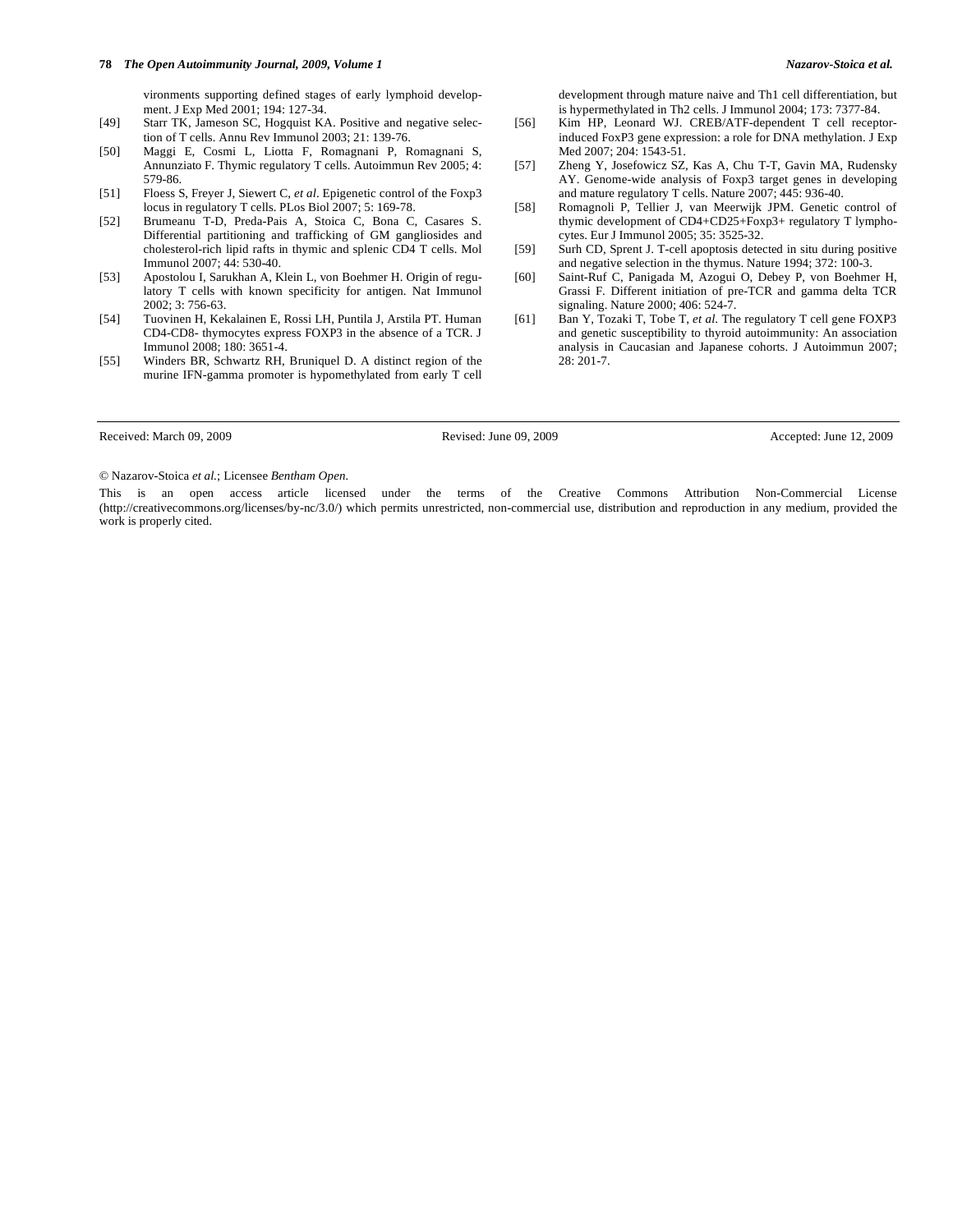vironments supporting defined stages of early lymphoid development. J Exp Med 2001; 194: 127-34.

[49] Starr TK, Jameson SC, Hogquist KA. Positive and negative selection of T cells. Annu Rev Immunol 2003; 21: 139-76.

[50] Maggi E, Cosmi L, Liotta F, Romagnani P, Romagnani S, Annunziato F. Thymic regulatory T cells. Autoimmun Rev 2005; 4: 579-86.

[51] Floess S, Freyer J, Siewert C, *et al*. Epigenetic control of the Foxp3 locus in regulatory T cells. PLos Biol 2007; 5: 169-78.

[52] Brumeanu T-D, Preda-Pais A, Stoica C, Bona C, Casares S. Differential partitioning and trafficking of GM gangliosides and cholesterol-rich lipid rafts in thymic and splenic CD4 T cells. Mol Immunol 2007; 44: 530-40.

[53] Apostolou I, Sarukhan A, Klein L, von Boehmer H. Origin of regulatory T cells with known specificity for antigen. Nat Immunol 2002; 3: 756-63.

[54] Tuovinen H, Kekalainen E, Rossi LH, Puntila J, Arstila PT. Human CD4-CD8- thymocytes express FOXP3 in the absence of a TCR. J Immunol 2008; 180: 3651-4.

[55] Winders BR, Schwartz RH, Bruniquel D. A distinct region of the murine IFN-gamma promoter is hypomethylated from early T cell development through mature naive and Th1 cell differentiation, but is hypermethylated in Th2 cells. J Immunol 2004; 173: 7377-84.

[56] Kim HP, Leonard WJ. CREB/ATF-dependent T cell receptor-induced FoxP3 gene expression: a role for DNA methylation. J Exp Med 2007; 204: 1543-51.

[57] Zheng Y, Josefowicz SZ, Kas A, Chu T-T, Gavin MA, Rudensky AY. Genome-wide analysis of Foxp3 target genes in developing and mature regulatory T cells. Nature 2007; 445: 936-40.

[58] Romagnoli P, Tellier J, van Meerwijk JPM. Genetic control of thymic development of CD4+CD25+Foxp3+ regulatory T lymphocytes. Eur J Immunol 2005; 35: 3525-32.

[59] Surh CD, Sprent J. T-cell apoptosis detected in situ during positive and negative selection in the thymus. Nature 1994; 372: 100-3.

[60] Saint-Ruf C, Panigada M, Azogui O, Debey P, von Boehmer H, Grassi F. Different initiation of pre-TCR and gamma delta TCR signaling. Nature 2000; 406: 524-7.

[61] Ban Y, Tozaki T, Tobe T, *et al.* The regulatory T cell gene FOXP3 and genetic susceptibility to thyroid autoimmunity: An association analysis in Caucasian and Japanese cohorts. J Autoimmun 2007; 28: 201-7.

---

Received: March 09, 2009 Revised: June 09, 2009 Accepted: June 12, 2009

© Nazarov-Stoica *et al.*; Licensee *Bentham Open.*

This is an open access article licensed under the terms of the Creative Commons Attribution Non-Commercial License (http://creativecommons.org/licenses/by-nc/3.0/) which permits unrestricted, non-commercial use, distribution and reproduction in any medium, provided the work is properly cited.